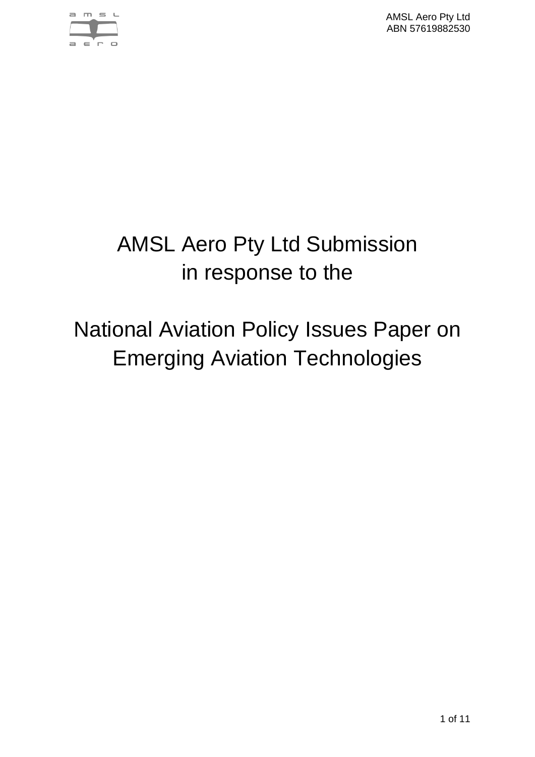AMSL Aero Pty Ltd
ABN 57619882530

# AMSL Aero Pty Ltd Submission in response to the

# National Aviation Policy Issues Paper on Emerging Aviation Technologies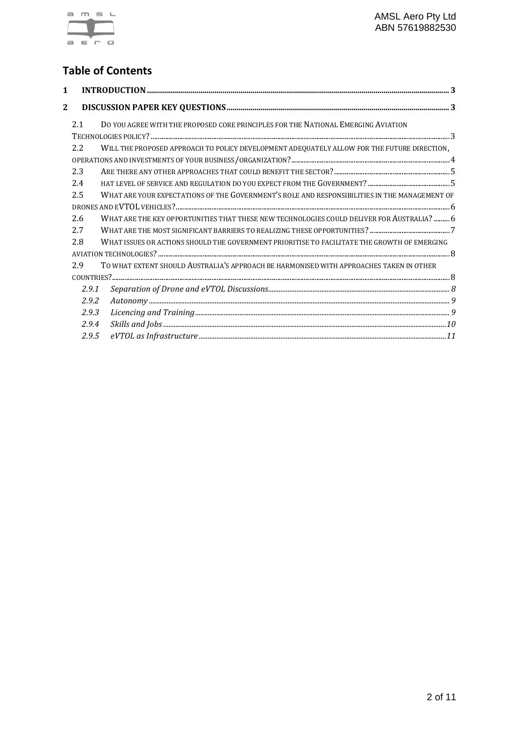## Table of Contents

1 INTRODUCTION .......... 3

2 DISCUSSION PAPER KEY QUESTIONS .......... 3

- 2.1 DO YOU AGREE WITH THE PROPOSED CORE PRINCIPLES FOR THE NATIONAL EMERGING AVIATION TECHNOLOGIES POLICY? .......... 3
- 2.2 WILL THE PROPOSED APPROACH TO POLICY DEVELOPMENT ADEQUATELY ALLOW FOR THE FUTURE DIRECTION, OPERATIONS AND INVESTMENTS OF YOUR BUSINESS/ORGANIZATION? .......... 4
- 2.3 ARE THERE ANY OTHER APPROACHES THAT COULD BENEFIT THE SECTOR? .......... 5
- 2.4 HAT LEVEL OF SERVICE AND REGULATION DO YOU EXPECT FROM THE GOVERNMENT? .......... 5
- 2.5 WHAT ARE YOUR EXPECTATIONS OF THE GOVERNMENT'S ROLE AND RESPONSIBILITIES IN THE MANAGEMENT OF DRONES AND EVTOL VEHICLES? .......... 6
- 2.6 WHAT ARE THE KEY OPPORTUNITIES THAT THESE NEW TECHNOLOGIES COULD DELIVER FOR AUSTRALIA? .......... 6
- 2.7 WHAT ARE THE MOST SIGNIFICANT BARRIERS TO REALIZING THESE OPPORTUNITIES? .......... 7
- 2.8 WHAT ISSUES OR ACTIONS SHOULD THE GOVERNMENT PRIORITISE TO FACILITATE THE GROWTH OF EMERGING AVIATION TECHNOLOGIES? .......... 8
- 2.9 TO WHAT EXTENT SHOULD AUSTRALIA'S APPROACH BE HARMONISED WITH APPROACHES TAKEN IN OTHER COUNTRIES? .......... 8
  - *2.9.1 Separation of Drone and eVTOL Discussions* .......... 8
  - *2.9.2 Autonomy* .......... 9
  - *2.9.3 Licencing and Training* .......... 9
  - *2.9.4 Skills and Jobs* .......... 10
  - *2.9.5 eVTOL as Infrastructure* .......... 11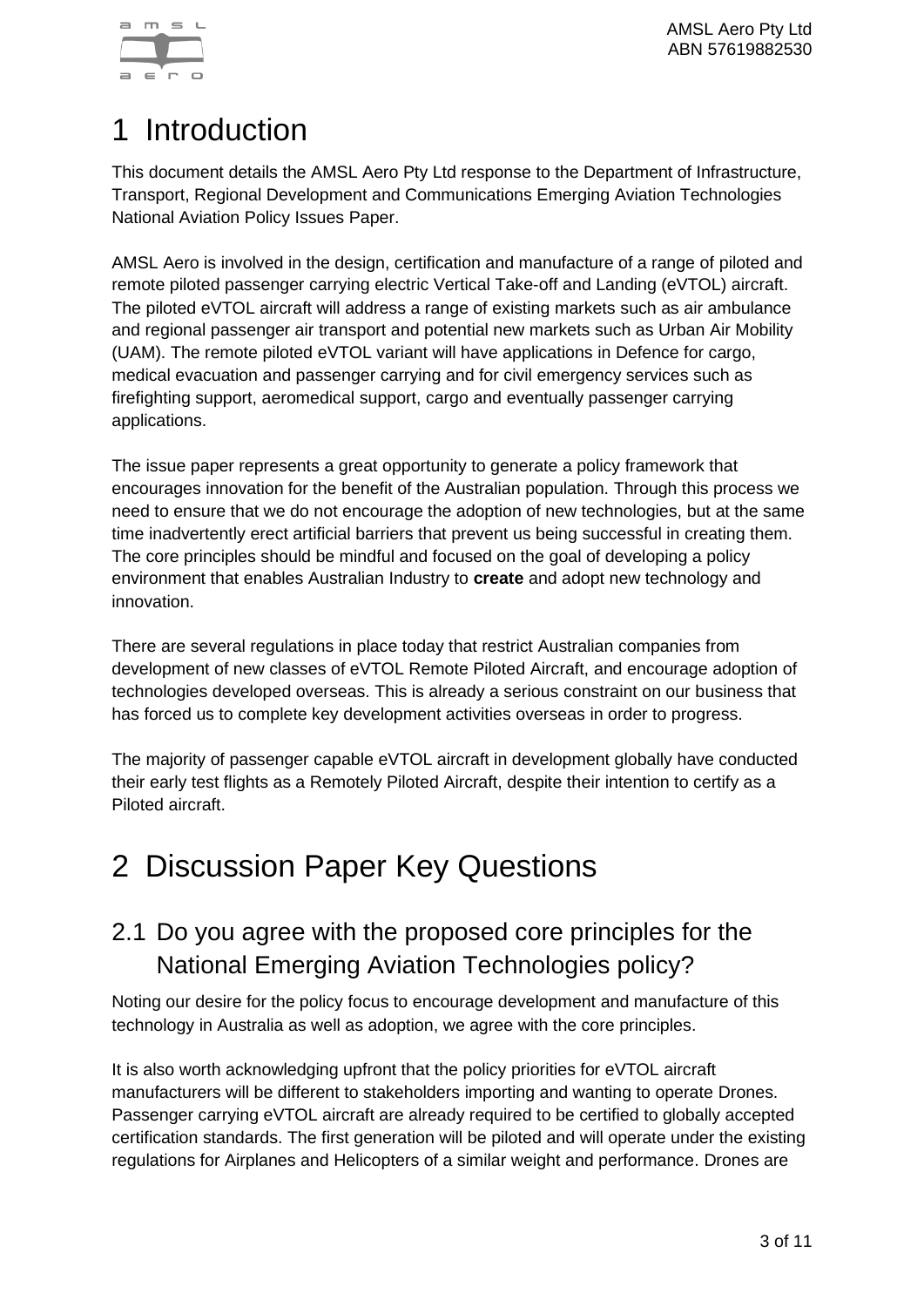# 1 Introduction

This document details the AMSL Aero Pty Ltd response to the Department of Infrastructure, Transport, Regional Development and Communications Emerging Aviation Technologies National Aviation Policy Issues Paper.

AMSL Aero is involved in the design, certification and manufacture of a range of piloted and remote piloted passenger carrying electric Vertical Take-off and Landing (eVTOL) aircraft. The piloted eVTOL aircraft will address a range of existing markets such as air ambulance and regional passenger air transport and potential new markets such as Urban Air Mobility (UAM). The remote piloted eVTOL variant will have applications in Defence for cargo, medical evacuation and passenger carrying and for civil emergency services such as firefighting support, aeromedical support, cargo and eventually passenger carrying applications.

The issue paper represents a great opportunity to generate a policy framework that encourages innovation for the benefit of the Australian population. Through this process we need to ensure that we do not encourage the adoption of new technologies, but at the same time inadvertently erect artificial barriers that prevent us being successful in creating them. The core principles should be mindful and focused on the goal of developing a policy environment that enables Australian Industry to **create** and adopt new technology and innovation.

There are several regulations in place today that restrict Australian companies from development of new classes of eVTOL Remote Piloted Aircraft, and encourage adoption of technologies developed overseas. This is already a serious constraint on our business that has forced us to complete key development activities overseas in order to progress.

The majority of passenger capable eVTOL aircraft in development globally have conducted their early test flights as a Remotely Piloted Aircraft, despite their intention to certify as a Piloted aircraft.

# 2 Discussion Paper Key Questions

## 2.1 Do you agree with the proposed core principles for the National Emerging Aviation Technologies policy?

Noting our desire for the policy focus to encourage development and manufacture of this technology in Australia as well as adoption, we agree with the core principles.

It is also worth acknowledging upfront that the policy priorities for eVTOL aircraft manufacturers will be different to stakeholders importing and wanting to operate Drones. Passenger carrying eVTOL aircraft are already required to be certified to globally accepted certification standards. The first generation will be piloted and will operate under the existing regulations for Airplanes and Helicopters of a similar weight and performance. Drones are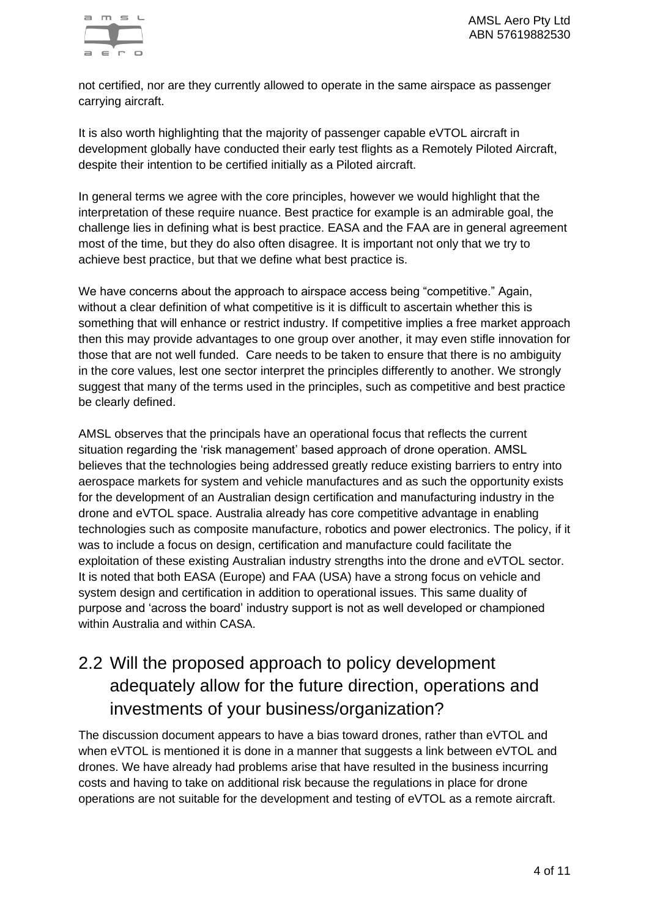not certified, nor are they currently allowed to operate in the same airspace as passenger carrying aircraft.

It is also worth highlighting that the majority of passenger capable eVTOL aircraft in development globally have conducted their early test flights as a Remotely Piloted Aircraft, despite their intention to be certified initially as a Piloted aircraft.

In general terms we agree with the core principles, however we would highlight that the interpretation of these require nuance. Best practice for example is an admirable goal, the challenge lies in defining what is best practice. EASA and the FAA are in general agreement most of the time, but they do also often disagree. It is important not only that we try to achieve best practice, but that we define what best practice is.

We have concerns about the approach to airspace access being "competitive." Again, without a clear definition of what competitive is it is difficult to ascertain whether this is something that will enhance or restrict industry. If competitive implies a free market approach then this may provide advantages to one group over another, it may even stifle innovation for those that are not well funded. Care needs to be taken to ensure that there is no ambiguity in the core values, lest one sector interpret the principles differently to another. We strongly suggest that many of the terms used in the principles, such as competitive and best practice be clearly defined.

AMSL observes that the principals have an operational focus that reflects the current situation regarding the 'risk management' based approach of drone operation. AMSL believes that the technologies being addressed greatly reduce existing barriers to entry into aerospace markets for system and vehicle manufactures and as such the opportunity exists for the development of an Australian design certification and manufacturing industry in the drone and eVTOL space. Australia already has core competitive advantage in enabling technologies such as composite manufacture, robotics and power electronics. The policy, if it was to include a focus on design, certification and manufacture could facilitate the exploitation of these existing Australian industry strengths into the drone and eVTOL sector. It is noted that both EASA (Europe) and FAA (USA) have a strong focus on vehicle and system design and certification in addition to operational issues. This same duality of purpose and 'across the board' industry support is not as well developed or championed within Australia and within CASA.

## 2.2 Will the proposed approach to policy development adequately allow for the future direction, operations and investments of your business/organization?

The discussion document appears to have a bias toward drones, rather than eVTOL and when eVTOL is mentioned it is done in a manner that suggests a link between eVTOL and drones. We have already had problems arise that have resulted in the business incurring costs and having to take on additional risk because the regulations in place for drone operations are not suitable for the development and testing of eVTOL as a remote aircraft.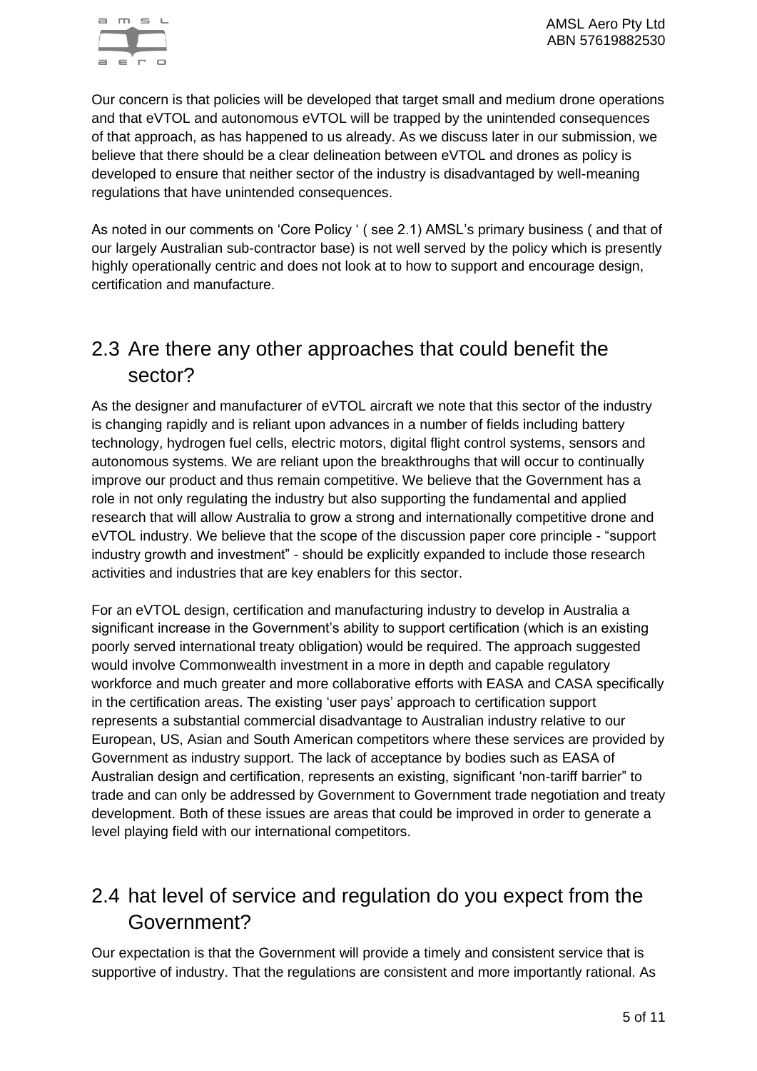Our concern is that policies will be developed that target small and medium drone operations and that eVTOL and autonomous eVTOL will be trapped by the unintended consequences of that approach, as has happened to us already. As we discuss later in our submission, we believe that there should be a clear delineation between eVTOL and drones as policy is developed to ensure that neither sector of the industry is disadvantaged by well-meaning regulations that have unintended consequences.

As noted in our comments on 'Core Policy ' ( see 2.1) AMSL's primary business ( and that of our largely Australian sub-contractor base) is not well served by the policy which is presently highly operationally centric and does not look at to how to support and encourage design, certification and manufacture.

## 2.3 Are there any other approaches that could benefit the sector?

As the designer and manufacturer of eVTOL aircraft we note that this sector of the industry is changing rapidly and is reliant upon advances in a number of fields including battery technology, hydrogen fuel cells, electric motors, digital flight control systems, sensors and autonomous systems. We are reliant upon the breakthroughs that will occur to continually improve our product and thus remain competitive. We believe that the Government has a role in not only regulating the industry but also supporting the fundamental and applied research that will allow Australia to grow a strong and internationally competitive drone and eVTOL industry. We believe that the scope of the discussion paper core principle - "support industry growth and investment" - should be explicitly expanded to include those research activities and industries that are key enablers for this sector.

For an eVTOL design, certification and manufacturing industry to develop in Australia a significant increase in the Government's ability to support certification (which is an existing poorly served international treaty obligation) would be required. The approach suggested would involve Commonwealth investment in a more in depth and capable regulatory workforce and much greater and more collaborative efforts with EASA and CASA specifically in the certification areas. The existing 'user pays' approach to certification support represents a substantial commercial disadvantage to Australian industry relative to our European, US, Asian and South American competitors where these services are provided by Government as industry support. The lack of acceptance by bodies such as EASA of Australian design and certification, represents an existing, significant 'non-tariff barrier" to trade and can only be addressed by Government to Government trade negotiation and treaty development. Both of these issues are areas that could be improved in order to generate a level playing field with our international competitors.

## 2.4 hat level of service and regulation do you expect from the Government?

Our expectation is that the Government will provide a timely and consistent service that is supportive of industry. That the regulations are consistent and more importantly rational. As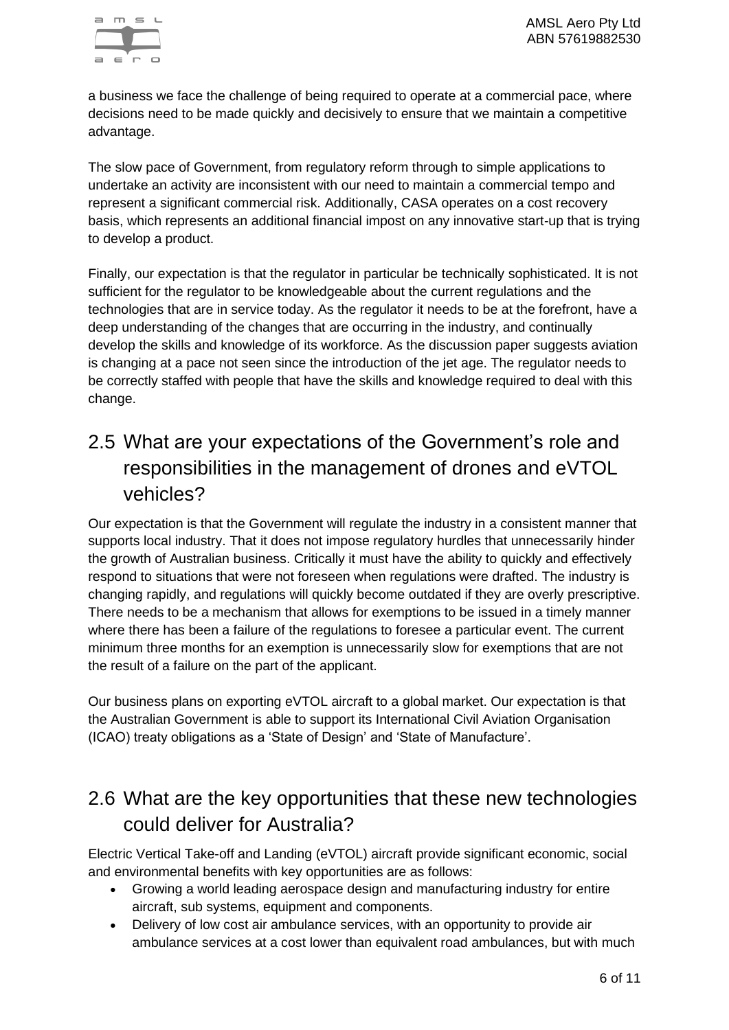a business we face the challenge of being required to operate at a commercial pace, where decisions need to be made quickly and decisively to ensure that we maintain a competitive advantage.

The slow pace of Government, from regulatory reform through to simple applications to undertake an activity are inconsistent with our need to maintain a commercial tempo and represent a significant commercial risk. Additionally, CASA operates on a cost recovery basis, which represents an additional financial impost on any innovative start-up that is trying to develop a product.

Finally, our expectation is that the regulator in particular be technically sophisticated. It is not sufficient for the regulator to be knowledgeable about the current regulations and the technologies that are in service today. As the regulator it needs to be at the forefront, have a deep understanding of the changes that are occurring in the industry, and continually develop the skills and knowledge of its workforce. As the discussion paper suggests aviation is changing at a pace not seen since the introduction of the jet age. The regulator needs to be correctly staffed with people that have the skills and knowledge required to deal with this change.

## 2.5 What are your expectations of the Government's role and responsibilities in the management of drones and eVTOL vehicles?

Our expectation is that the Government will regulate the industry in a consistent manner that supports local industry. That it does not impose regulatory hurdles that unnecessarily hinder the growth of Australian business. Critically it must have the ability to quickly and effectively respond to situations that were not foreseen when regulations were drafted. The industry is changing rapidly, and regulations will quickly become outdated if they are overly prescriptive. There needs to be a mechanism that allows for exemptions to be issued in a timely manner where there has been a failure of the regulations to foresee a particular event. The current minimum three months for an exemption is unnecessarily slow for exemptions that are not the result of a failure on the part of the applicant.

Our business plans on exporting eVTOL aircraft to a global market. Our expectation is that the Australian Government is able to support its International Civil Aviation Organisation (ICAO) treaty obligations as a 'State of Design' and 'State of Manufacture'.

## 2.6 What are the key opportunities that these new technologies could deliver for Australia?

Electric Vertical Take-off and Landing (eVTOL) aircraft provide significant economic, social and environmental benefits with key opportunities are as follows:

- Growing a world leading aerospace design and manufacturing industry for entire aircraft, sub systems, equipment and components.
- Delivery of low cost air ambulance services, with an opportunity to provide air ambulance services at a cost lower than equivalent road ambulances, but with much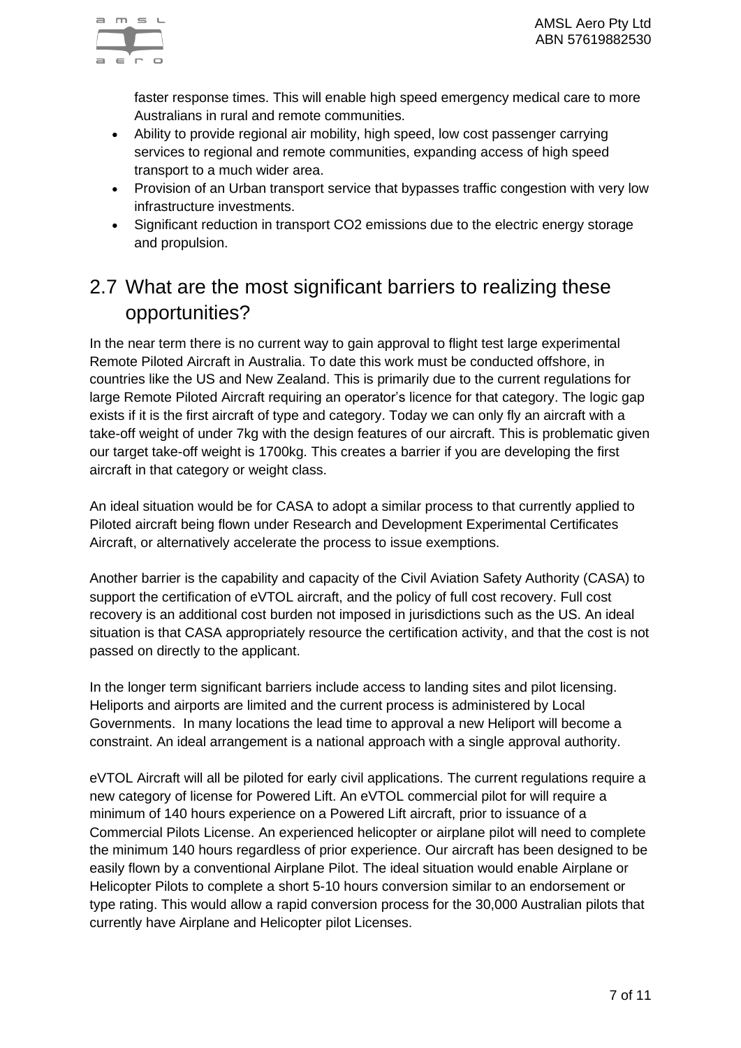faster response times. This will enable high speed emergency medical care to more Australians in rural and remote communities.

- Ability to provide regional air mobility, high speed, low cost passenger carrying services to regional and remote communities, expanding access of high speed transport to a much wider area.
- Provision of an Urban transport service that bypasses traffic congestion with very low infrastructure investments.
- Significant reduction in transport $CO_2$ emissions due to the electric energy storage and propulsion.

## 2.7 What are the most significant barriers to realizing these opportunities?

In the near term there is no current way to gain approval to flight test large experimental Remote Piloted Aircraft in Australia. To date this work must be conducted offshore, in countries like the US and New Zealand. This is primarily due to the current regulations for large Remote Piloted Aircraft requiring an operator's licence for that category. The logic gap exists if it is the first aircraft of type and category. Today we can only fly an aircraft with a take-off weight of under 7kg with the design features of our aircraft. This is problematic given our target take-off weight is 1700kg. This creates a barrier if you are developing the first aircraft in that category or weight class.

An ideal situation would be for CASA to adopt a similar process to that currently applied to Piloted aircraft being flown under Research and Development Experimental Certificates Aircraft, or alternatively accelerate the process to issue exemptions.

Another barrier is the capability and capacity of the Civil Aviation Safety Authority (CASA) to support the certification of eVTOL aircraft, and the policy of full cost recovery. Full cost recovery is an additional cost burden not imposed in jurisdictions such as the US. An ideal situation is that CASA appropriately resource the certification activity, and that the cost is not passed on directly to the applicant.

In the longer term significant barriers include access to landing sites and pilot licensing. Heliports and airports are limited and the current process is administered by Local Governments. In many locations the lead time to approval a new Heliport will become a constraint. An ideal arrangement is a national approach with a single approval authority.

eVTOL Aircraft will all be piloted for early civil applications. The current regulations require a new category of license for Powered Lift. An eVTOL commercial pilot for will require a minimum of 140 hours experience on a Powered Lift aircraft, prior to issuance of a Commercial Pilots License. An experienced helicopter or airplane pilot will need to complete the minimum 140 hours regardless of prior experience. Our aircraft has been designed to be easily flown by a conventional Airplane Pilot. The ideal situation would enable Airplane or Helicopter Pilots to complete a short 5-10 hours conversion similar to an endorsement or type rating. This would allow a rapid conversion process for the 30,000 Australian pilots that currently have Airplane and Helicopter pilot Licenses.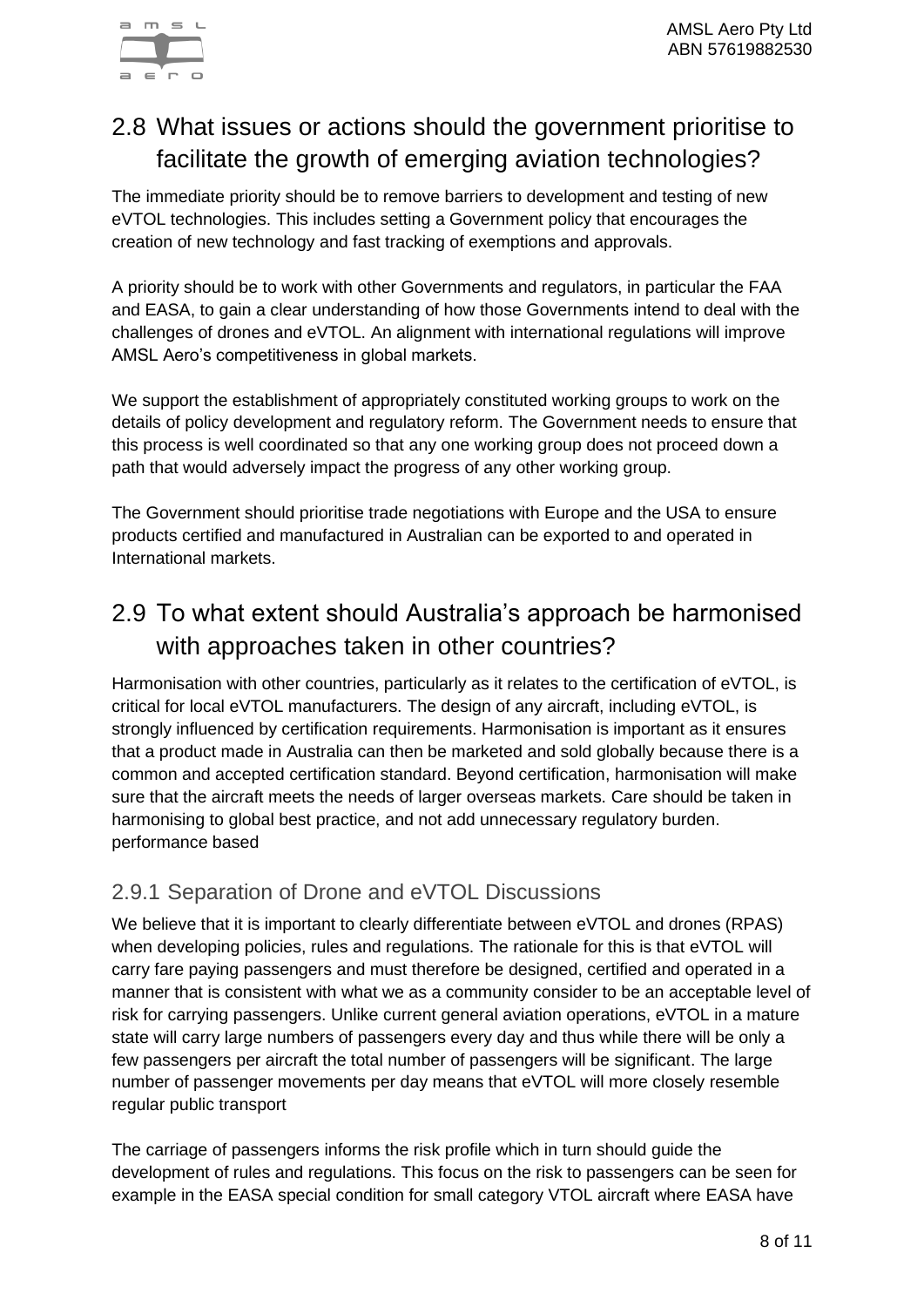## 2.8 What issues or actions should the government prioritise to facilitate the growth of emerging aviation technologies?

The immediate priority should be to remove barriers to development and testing of new eVTOL technologies. This includes setting a Government policy that encourages the creation of new technology and fast tracking of exemptions and approvals.

A priority should be to work with other Governments and regulators, in particular the FAA and EASA, to gain a clear understanding of how those Governments intend to deal with the challenges of drones and eVTOL. An alignment with international regulations will improve AMSL Aero's competitiveness in global markets.

We support the establishment of appropriately constituted working groups to work on the details of policy development and regulatory reform. The Government needs to ensure that this process is well coordinated so that any one working group does not proceed down a path that would adversely impact the progress of any other working group.

The Government should prioritise trade negotiations with Europe and the USA to ensure products certified and manufactured in Australian can be exported to and operated in International markets.

## 2.9 To what extent should Australia's approach be harmonised with approaches taken in other countries?

Harmonisation with other countries, particularly as it relates to the certification of eVTOL, is critical for local eVTOL manufacturers. The design of any aircraft, including eVTOL, is strongly influenced by certification requirements. Harmonisation is important as it ensures that a product made in Australia can then be marketed and sold globally because there is a common and accepted certification standard. Beyond certification, harmonisation will make sure that the aircraft meets the needs of larger overseas markets. Care should be taken in harmonising to global best practice, and not add unnecessary regulatory burden. performance based

### 2.9.1 Separation of Drone and eVTOL Discussions

We believe that it is important to clearly differentiate between eVTOL and drones (RPAS) when developing policies, rules and regulations. The rationale for this is that eVTOL will carry fare paying passengers and must therefore be designed, certified and operated in a manner that is consistent with what we as a community consider to be an acceptable level of risk for carrying passengers. Unlike current general aviation operations, eVTOL in a mature state will carry large numbers of passengers every day and thus while there will be only a few passengers per aircraft the total number of passengers will be significant. The large number of passenger movements per day means that eVTOL will more closely resemble regular public transport

The carriage of passengers informs the risk profile which in turn should guide the development of rules and regulations. This focus on the risk to passengers can be seen for example in the EASA special condition for small category VTOL aircraft where EASA have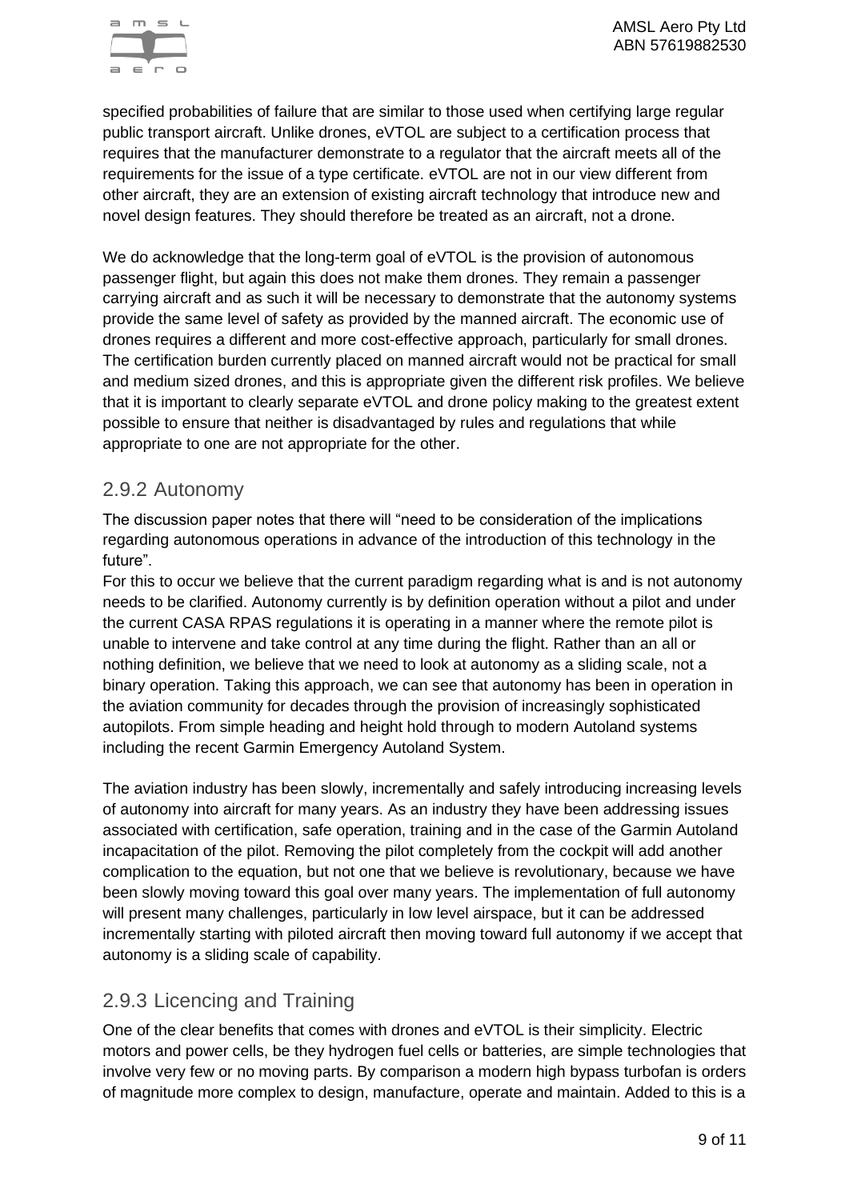specified probabilities of failure that are similar to those used when certifying large regular public transport aircraft. Unlike drones, eVTOL are subject to a certification process that requires that the manufacturer demonstrate to a regulator that the aircraft meets all of the requirements for the issue of a type certificate. eVTOL are not in our view different from other aircraft, they are an extension of existing aircraft technology that introduce new and novel design features. They should therefore be treated as an aircraft, not a drone.

We do acknowledge that the long-term goal of eVTOL is the provision of autonomous passenger flight, but again this does not make them drones. They remain a passenger carrying aircraft and as such it will be necessary to demonstrate that the autonomy systems provide the same level of safety as provided by the manned aircraft. The economic use of drones requires a different and more cost-effective approach, particularly for small drones. The certification burden currently placed on manned aircraft would not be practical for small and medium sized drones, and this is appropriate given the different risk profiles. We believe that it is important to clearly separate eVTOL and drone policy making to the greatest extent possible to ensure that neither is disadvantaged by rules and regulations that while appropriate to one are not appropriate for the other.

### 2.9.2 Autonomy

The discussion paper notes that there will "need to be consideration of the implications regarding autonomous operations in advance of the introduction of this technology in the future".

For this to occur we believe that the current paradigm regarding what is and is not autonomy needs to be clarified. Autonomy currently is by definition operation without a pilot and under the current CASA RPAS regulations it is operating in a manner where the remote pilot is unable to intervene and take control at any time during the flight. Rather than an all or nothing definition, we believe that we need to look at autonomy as a sliding scale, not a binary operation. Taking this approach, we can see that autonomy has been in operation in the aviation community for decades through the provision of increasingly sophisticated autopilots. From simple heading and height hold through to modern Autoland systems including the recent Garmin Emergency Autoland System.

The aviation industry has been slowly, incrementally and safely introducing increasing levels of autonomy into aircraft for many years. As an industry they have been addressing issues associated with certification, safe operation, training and in the case of the Garmin Autoland incapacitation of the pilot. Removing the pilot completely from the cockpit will add another complication to the equation, but not one that we believe is revolutionary, because we have been slowly moving toward this goal over many years. The implementation of full autonomy will present many challenges, particularly in low level airspace, but it can be addressed incrementally starting with piloted aircraft then moving toward full autonomy if we accept that autonomy is a sliding scale of capability.

### 2.9.3 Licencing and Training

One of the clear benefits that comes with drones and eVTOL is their simplicity. Electric motors and power cells, be they hydrogen fuel cells or batteries, are simple technologies that involve very few or no moving parts. By comparison a modern high bypass turbofan is orders of magnitude more complex to design, manufacture, operate and maintain. Added to this is a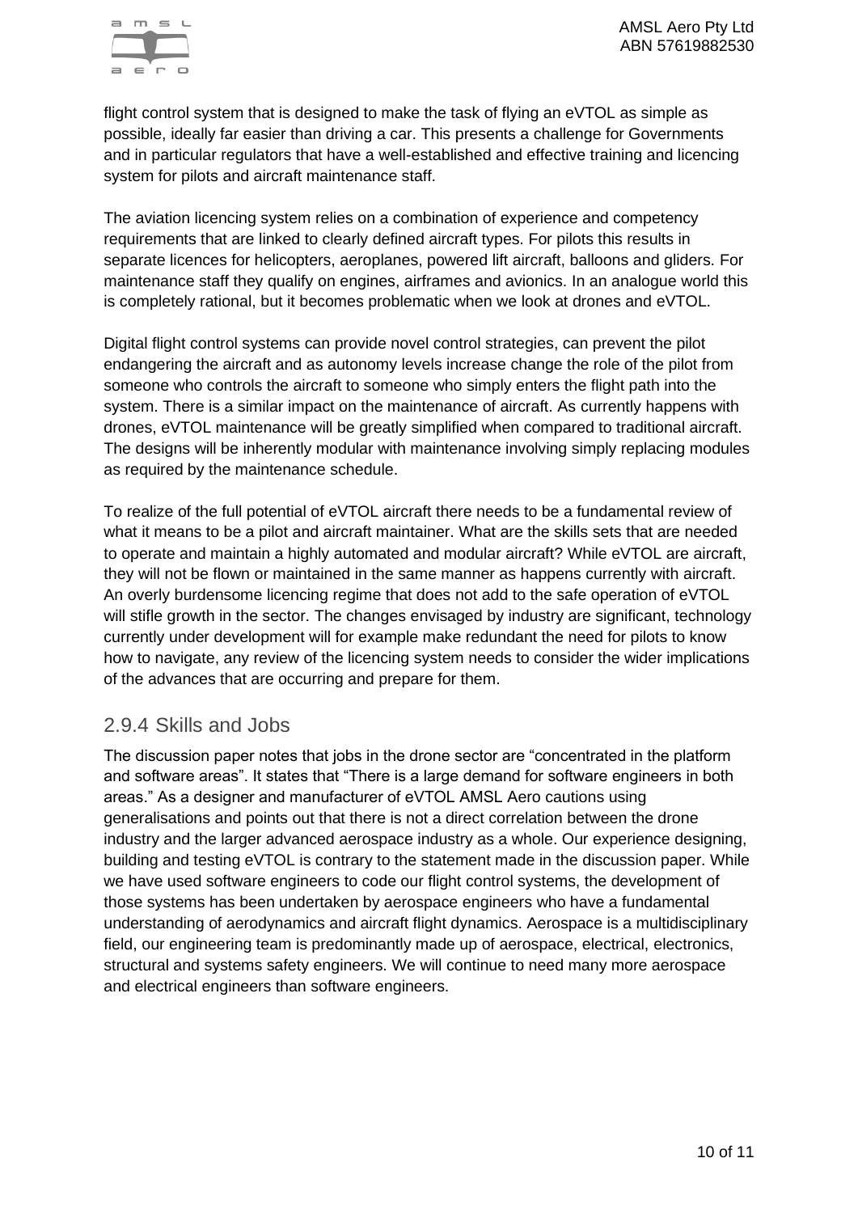flight control system that is designed to make the task of flying an eVTOL as simple as possible, ideally far easier than driving a car. This presents a challenge for Governments and in particular regulators that have a well-established and effective training and licencing system for pilots and aircraft maintenance staff.

The aviation licencing system relies on a combination of experience and competency requirements that are linked to clearly defined aircraft types. For pilots this results in separate licences for helicopters, aeroplanes, powered lift aircraft, balloons and gliders. For maintenance staff they qualify on engines, airframes and avionics. In an analogue world this is completely rational, but it becomes problematic when we look at drones and eVTOL.

Digital flight control systems can provide novel control strategies, can prevent the pilot endangering the aircraft and as autonomy levels increase change the role of the pilot from someone who controls the aircraft to someone who simply enters the flight path into the system. There is a similar impact on the maintenance of aircraft. As currently happens with drones, eVTOL maintenance will be greatly simplified when compared to traditional aircraft. The designs will be inherently modular with maintenance involving simply replacing modules as required by the maintenance schedule.

To realize of the full potential of eVTOL aircraft there needs to be a fundamental review of what it means to be a pilot and aircraft maintainer. What are the skills sets that are needed to operate and maintain a highly automated and modular aircraft? While eVTOL are aircraft, they will not be flown or maintained in the same manner as happens currently with aircraft. An overly burdensome licencing regime that does not add to the safe operation of eVTOL will stifle growth in the sector. The changes envisaged by industry are significant, technology currently under development will for example make redundant the need for pilots to know how to navigate, any review of the licencing system needs to consider the wider implications of the advances that are occurring and prepare for them.

### 2.9.4 Skills and Jobs

The discussion paper notes that jobs in the drone sector are "concentrated in the platform and software areas". It states that "There is a large demand for software engineers in both areas." As a designer and manufacturer of eVTOL AMSL Aero cautions using generalisations and points out that there is not a direct correlation between the drone industry and the larger advanced aerospace industry as a whole. Our experience designing, building and testing eVTOL is contrary to the statement made in the discussion paper. While we have used software engineers to code our flight control systems, the development of those systems has been undertaken by aerospace engineers who have a fundamental understanding of aerodynamics and aircraft flight dynamics. Aerospace is a multidisciplinary field, our engineering team is predominantly made up of aerospace, electrical, electronics, structural and systems safety engineers. We will continue to need many more aerospace and electrical engineers than software engineers.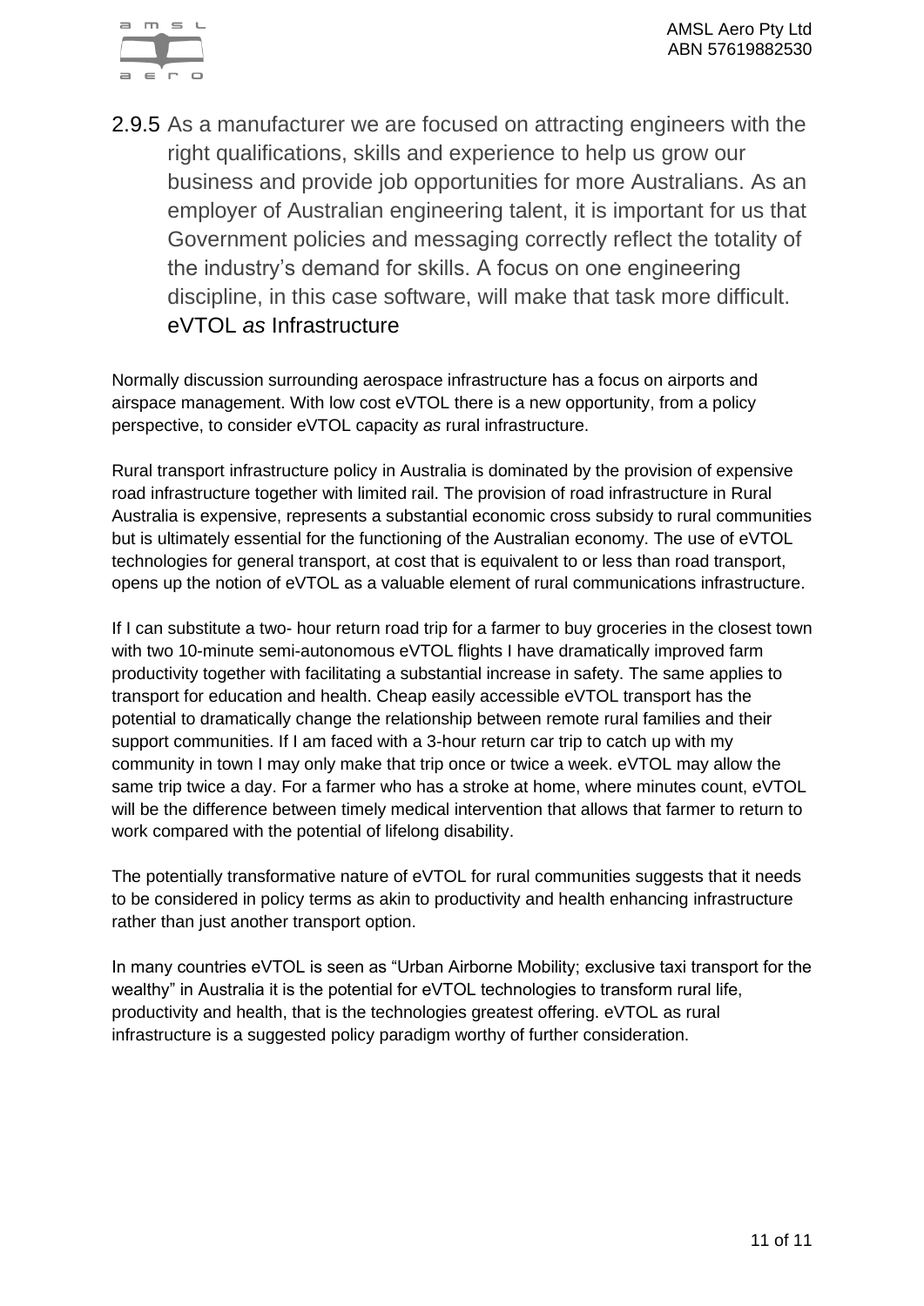2.9.5 As a manufacturer we are focused on attracting engineers with the right qualifications, skills and experience to help us grow our business and provide job opportunities for more Australians. As an employer of Australian engineering talent, it is important for us that Government policies and messaging correctly reflect the totality of the industry's demand for skills. A focus on one engineering discipline, in this case software, will make that task more difficult.

## eVTOL *as* Infrastructure

Normally discussion surrounding aerospace infrastructure has a focus on airports and airspace management. With low cost eVTOL there is a new opportunity, from a policy perspective, to consider eVTOL capacity *as* rural infrastructure.

Rural transport infrastructure policy in Australia is dominated by the provision of expensive road infrastructure together with limited rail. The provision of road infrastructure in Rural Australia is expensive, represents a substantial economic cross subsidy to rural communities but is ultimately essential for the functioning of the Australian economy. The use of eVTOL technologies for general transport, at cost that is equivalent to or less than road transport, opens up the notion of eVTOL as a valuable element of rural communications infrastructure.

If I can substitute a two- hour return road trip for a farmer to buy groceries in the closest town with two 10-minute semi-autonomous eVTOL flights I have dramatically improved farm productivity together with facilitating a substantial increase in safety. The same applies to transport for education and health. Cheap easily accessible eVTOL transport has the potential to dramatically change the relationship between remote rural families and their support communities. If I am faced with a 3-hour return car trip to catch up with my community in town I may only make that trip once or twice a week. eVTOL may allow the same trip twice a day. For a farmer who has a stroke at home, where minutes count, eVTOL will be the difference between timely medical intervention that allows that farmer to return to work compared with the potential of lifelong disability.

The potentially transformative nature of eVTOL for rural communities suggests that it needs to be considered in policy terms as akin to productivity and health enhancing infrastructure rather than just another transport option.

In many countries eVTOL is seen as "Urban Airborne Mobility; exclusive taxi transport for the wealthy" in Australia it is the potential for eVTOL technologies to transform rural life, productivity and health, that is the technologies greatest offering. eVTOL as rural infrastructure is a suggested policy paradigm worthy of further consideration.